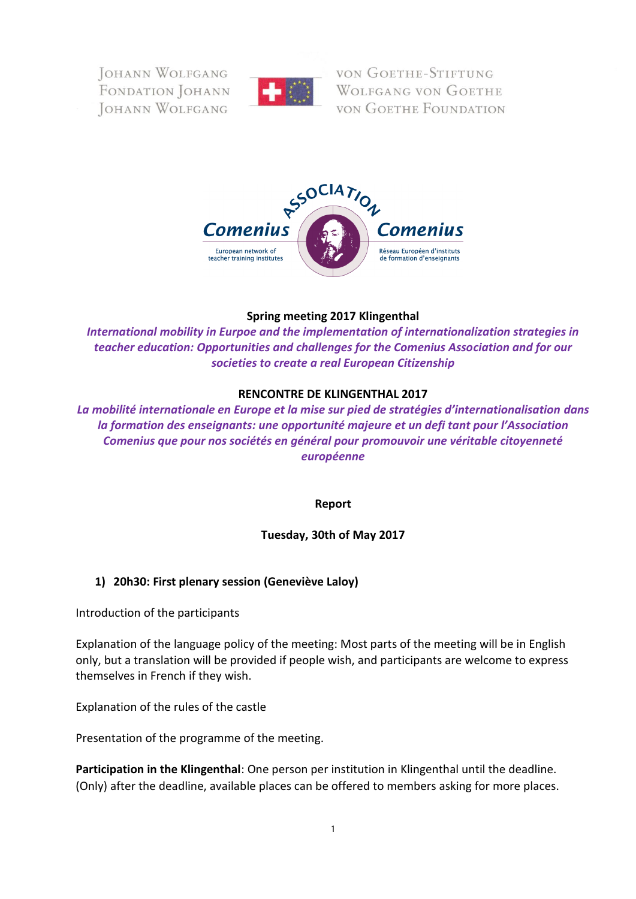Johann Wolfgang von Goethe-Stiftung
Fondation Johann Wolfgang von Goethe
Johann Wolfgang von Goethe Foundation

Association Comenius
European network of teacher training institutes
Réseau Européen d'instituts de formation d'enseignants

**Spring meeting 2017 Klingenthal**

***International mobility in Eurpoe and the implementation of internationalization strategies in teacher education: Opportunities and challenges for the Comenius Association and for our societies to create a real European Citizenship***

**RENCONTRE DE KLINGENTHAL 2017**

***La mobilité internationale en Europe et la mise sur pied de stratégies d'internationalisation dans la formation des enseignants: une opportunité majeure et un defi tant pour l'Association Comenius que pour nos sociétés en général pour promouvoir une véritable citoyenneté européenne***

**Report**

**Tuesday, 30th of May 2017**

1) **20h30: First plenary session (Geneviève Laloy)**

Introduction of the participants

Explanation of the language policy of the meeting: Most parts of the meeting will be in English only, but a translation will be provided if people wish, and participants are welcome to express themselves in French if they wish.

Explanation of the rules of the castle

Presentation of the programme of the meeting.

**Participation in the Klingenthal**: One person per institution in Klingenthal until the deadline. (Only) after the deadline, available places can be offered to members asking for more places.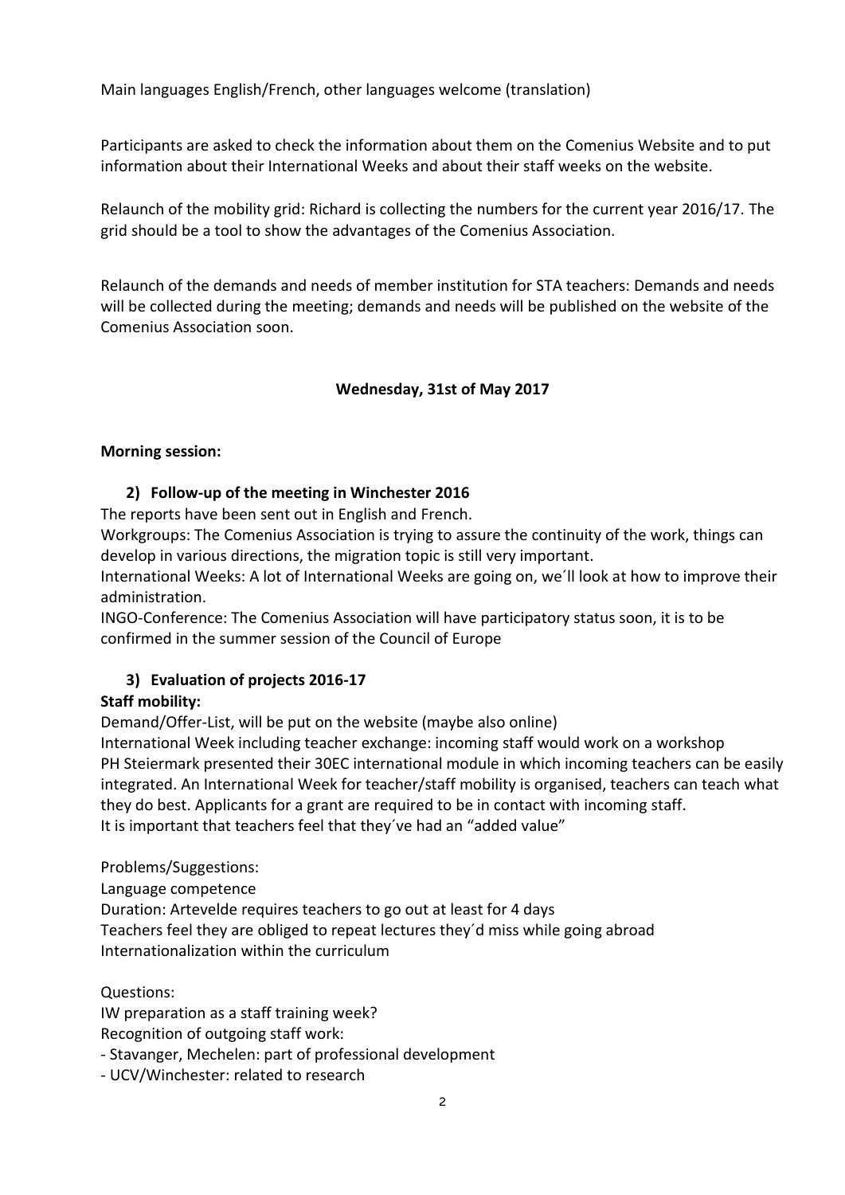Main languages English/French, other languages welcome (translation)

Participants are asked to check the information about them on the Comenius Website and to put information about their International Weeks and about their staff weeks on the website.

Relaunch of the mobility grid: Richard is collecting the numbers for the current year 2016/17. The grid should be a tool to show the advantages of the Comenius Association.

Relaunch of the demands and needs of member institution for STA teachers: Demands and needs will be collected during the meeting; demands and needs will be published on the website of the Comenius Association soon.

**Wednesday, 31st of May 2017**

**Morning session:**

**2) Follow-up of the meeting in Winchester 2016**

The reports have been sent out in English and French.
Workgroups: The Comenius Association is trying to assure the continuity of the work, things can develop in various directions, the migration topic is still very important.
International Weeks: A lot of International Weeks are going on, we´ll look at how to improve their administration.
INGO-Conference: The Comenius Association will have participatory status soon, it is to be confirmed in the summer session of the Council of Europe

**3) Evaluation of projects 2016-17**

**Staff mobility:**

Demand/Offer-List, will be put on the website (maybe also online)
International Week including teacher exchange: incoming staff would work on a workshop
PH Steiermark presented their 30EC international module in which incoming teachers can be easily integrated. An International Week for teacher/staff mobility is organised, teachers can teach what they do best. Applicants for a grant are required to be in contact with incoming staff.
It is important that teachers feel that they´ve had an "added value"

Problems/Suggestions:
Language competence
Duration: Artevelde requires teachers to go out at least for 4 days
Teachers feel they are obliged to repeat lectures they´d miss while going abroad
Internationalization within the curriculum

Questions:
IW preparation as a staff training week?
Recognition of outgoing staff work:
- Stavanger, Mechelen: part of professional development
- UCV/Winchester: related to research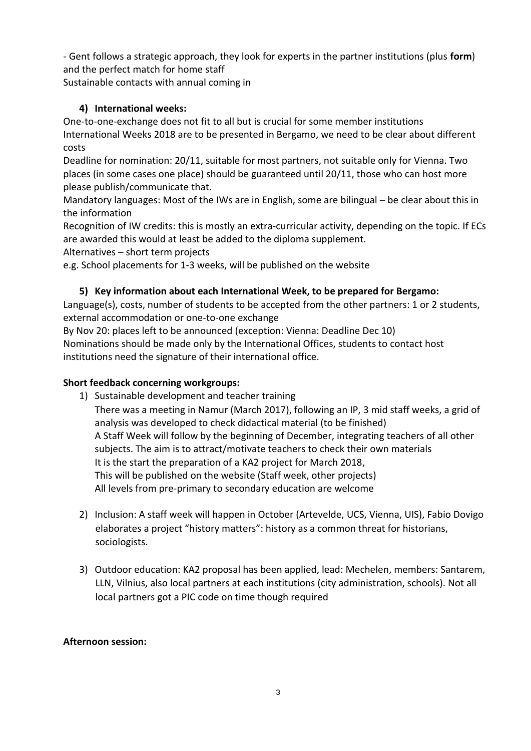- Gent follows a strategic approach, they look for experts in the partner institutions (plus **form**) and the perfect match for home staff
Sustainable contacts with annual coming in

**4) International weeks:**

One-to-one-exchange does not fit to all but is crucial for some member institutions
International Weeks 2018 are to be presented in Bergamo, we need to be clear about different costs
Deadline for nomination: 20/11, suitable for most partners, not suitable only for Vienna. Two places (in some cases one place) should be guaranteed until 20/11, those who can host more please publish/communicate that.
Mandatory languages: Most of the IWs are in English, some are bilingual – be clear about this in the information
Recognition of IW credits: this is mostly an extra-curricular activity, depending on the topic. If ECs are awarded this would at least be added to the diploma supplement.
Alternatives – short term projects
e.g. School placements for 1-3 weeks, will be published on the website

**5) Key information about each International Week, to be prepared for Bergamo:**

Language(s), costs, number of students to be accepted from the other partners: 1 or 2 students, external accommodation or one-to-one exchange
By Nov 20: places left to be announced (exception: Vienna: Deadline Dec 10)
Nominations should be made only by the International Offices, students to contact host institutions need the signature of their international office.

**Short feedback concerning workgroups:**

1) Sustainable development and teacher training
   There was a meeting in Namur (March 2017), following an IP, 3 mid staff weeks, a grid of analysis was developed to check didactical material (to be finished)
   A Staff Week will follow by the beginning of December, integrating teachers of all other subjects. The aim is to attract/motivate teachers to check their own materials
   It is the start the preparation of a KA2 project for March 2018,
   This will be published on the website (Staff week, other projects)
   All levels from pre-primary to secondary education are welcome

2) Inclusion: A staff week will happen in October (Artevelde, UCS, Vienna, UIS), Fabio Dovigo elaborates a project "history matters": history as a common threat for historians, sociologists.

3) Outdoor education: KA2 proposal has been applied, lead: Mechelen, members: Santarem, LLN, Vilnius, also local partners at each institutions (city administration, schools). Not all local partners got a PIC code on time though required

**Afternoon session:**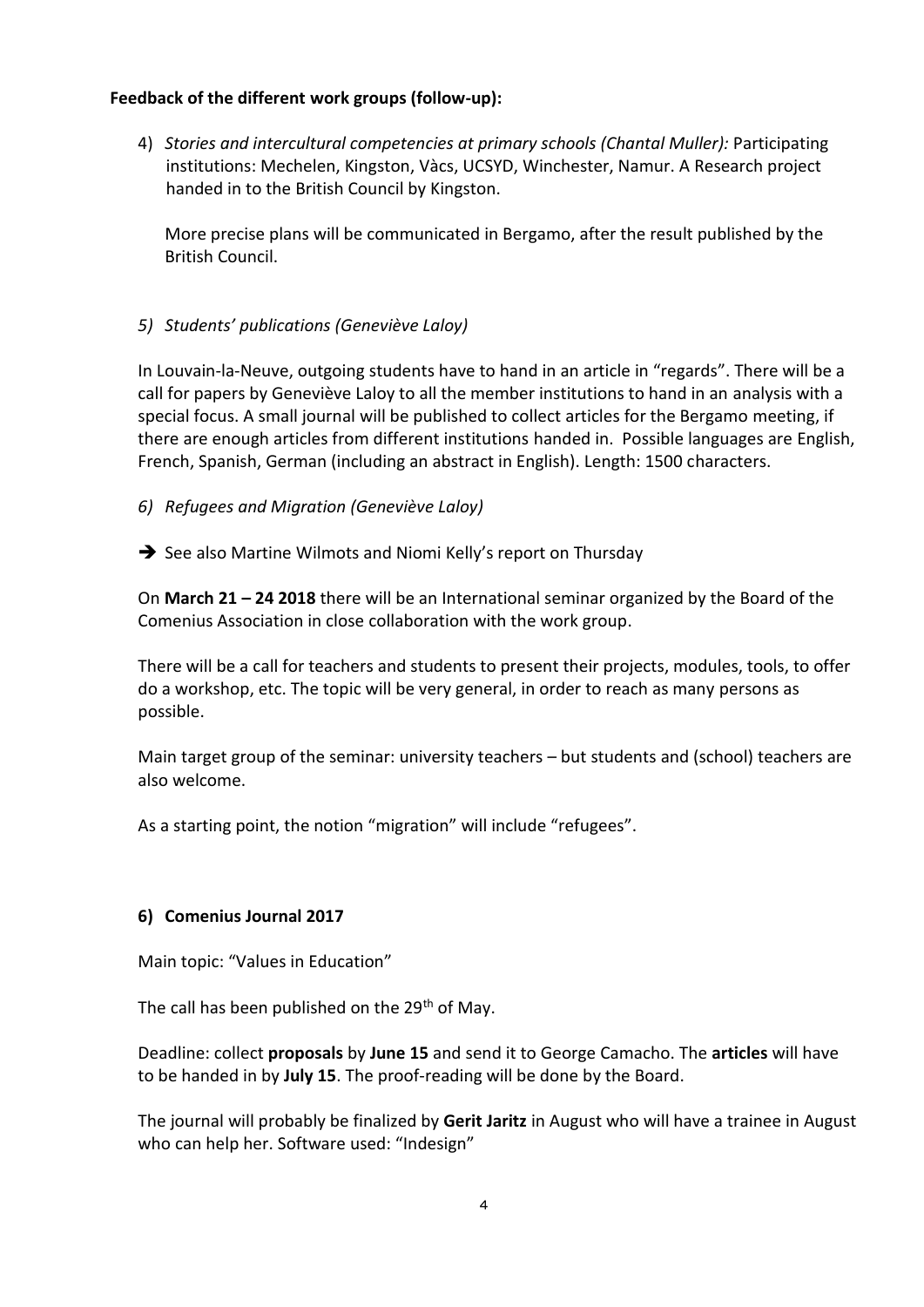**Feedback of the different work groups (follow-up):**

4) *Stories and intercultural competencies at primary schools (Chantal Muller):* Participating institutions: Mechelen, Kingston, Vàcs, UCSYD, Winchester, Namur. A Research project handed in to the British Council by Kingston.

   More precise plans will be communicated in Bergamo, after the result published by the British Council.

5) *Students' publications (Geneviève Laloy)*

In Louvain-la-Neuve, outgoing students have to hand in an article in "regards". There will be a call for papers by Geneviève Laloy to all the member institutions to hand in an analysis with a special focus. A small journal will be published to collect articles for the Bergamo meeting, if there are enough articles from different institutions handed in. Possible languages are English, French, Spanish, German (including an abstract in English). Length: 1500 characters.

6) *Refugees and Migration (Geneviève Laloy)*

➔ See also Martine Wilmots and Niomi Kelly's report on Thursday

On **March 21 – 24 2018** there will be an International seminar organized by the Board of the Comenius Association in close collaboration with the work group.

There will be a call for teachers and students to present their projects, modules, tools, to offer do a workshop, etc. The topic will be very general, in order to reach as many persons as possible.

Main target group of the seminar: university teachers – but students and (school) teachers are also welcome.

As a starting point, the notion "migration" will include "refugees".

**6) Comenius Journal 2017**

Main topic: "Values in Education"

The call has been published on the 29th of May.

Deadline: collect **proposals** by **June 15** and send it to George Camacho. The **articles** will have to be handed in by **July 15**. The proof-reading will be done by the Board.

The journal will probably be finalized by **Gerit Jaritz** in August who will have a trainee in August who can help her. Software used: "Indesign"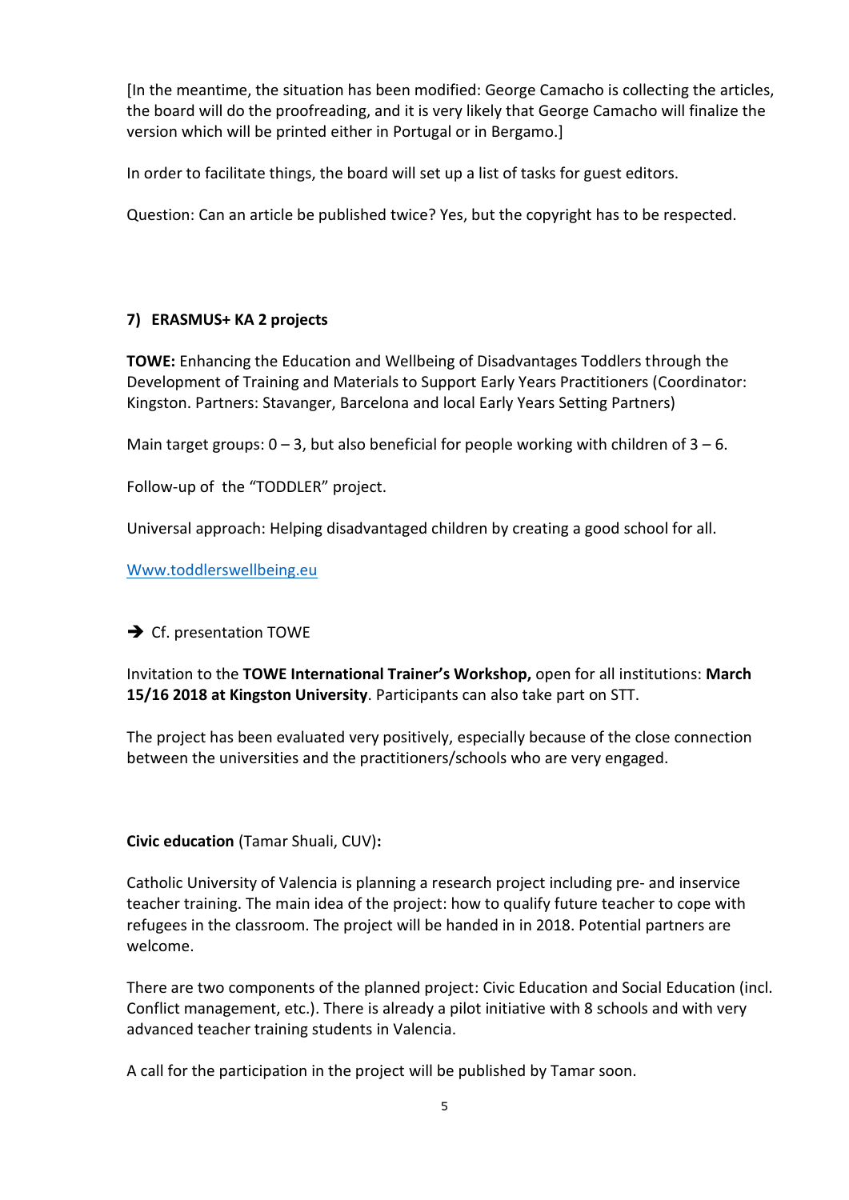[In the meantime, the situation has been modified: George Camacho is collecting the articles, the board will do the proofreading, and it is very likely that George Camacho will finalize the version which will be printed either in Portugal or in Bergamo.]

In order to facilitate things, the board will set up a list of tasks for guest editors.

Question: Can an article be published twice? Yes, but the copyright has to be respected.

### 7) ERASMUS+ KA 2 projects

**TOWE:** Enhancing the Education and Wellbeing of Disadvantages Toddlers through the Development of Training and Materials to Support Early Years Practitioners (Coordinator: Kingston. Partners: Stavanger, Barcelona and local Early Years Setting Partners)

Main target groups: 0 – 3, but also beneficial for people working with children of 3 – 6.

Follow-up of the "TODDLER" project.

Universal approach: Helping disadvantaged children by creating a good school for all.

Www.toddlerswellbeing.eu

➔ Cf. presentation TOWE

Invitation to the **TOWE International Trainer's Workshop,** open for all institutions: **March 15/16 2018 at Kingston University**. Participants can also take part on STT.

The project has been evaluated very positively, especially because of the close connection between the universities and the practitioners/schools who are very engaged.

**Civic education** (Tamar Shuali, CUV)**:**

Catholic University of Valencia is planning a research project including pre- and inservice teacher training. The main idea of the project: how to qualify future teacher to cope with refugees in the classroom. The project will be handed in in 2018. Potential partners are welcome.

There are two components of the planned project: Civic Education and Social Education (incl. Conflict management, etc.). There is already a pilot initiative with 8 schools and with very advanced teacher training students in Valencia.

A call for the participation in the project will be published by Tamar soon.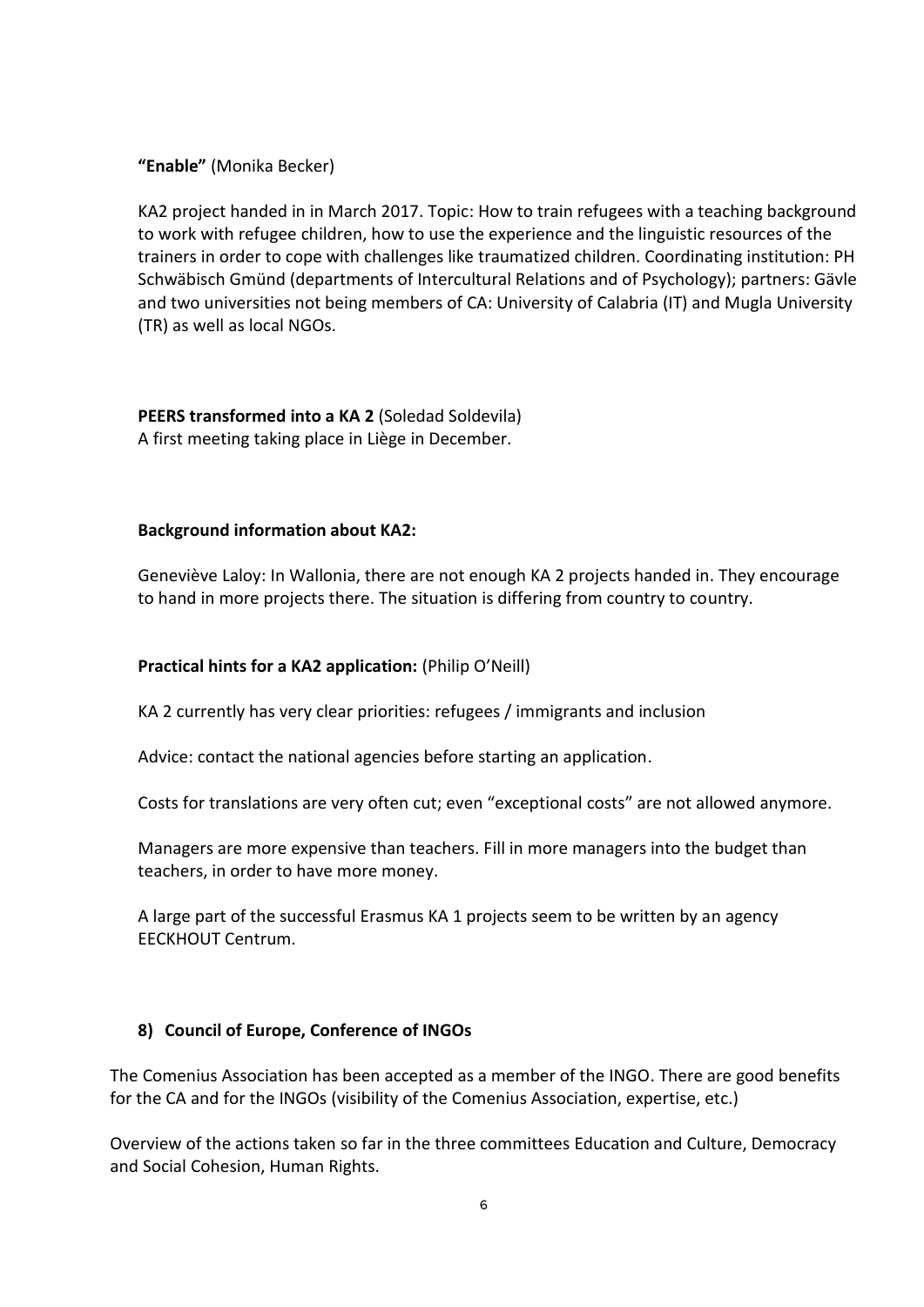**"Enable"** (Monika Becker)

KA2 project handed in in March 2017. Topic: How to train refugees with a teaching background to work with refugee children, how to use the experience and the linguistic resources of the trainers in order to cope with challenges like traumatized children. Coordinating institution: PH Schwäbisch Gmünd (departments of Intercultural Relations and of Psychology); partners: Gävle and two universities not being members of CA: University of Calabria (IT) and Mugla University (TR) as well as local NGOs.

**PEERS transformed into a KA 2** (Soledad Soldevila)
A first meeting taking place in Liège in December.

**Background information about KA2:**

Geneviève Laloy: In Wallonia, there are not enough KA 2 projects handed in. They encourage to hand in more projects there. The situation is differing from country to country.

**Practical hints for a KA2 application:** (Philip O'Neill)

KA 2 currently has very clear priorities: refugees / immigrants and inclusion

Advice: contact the national agencies before starting an application.

Costs for translations are very often cut; even "exceptional costs" are not allowed anymore.

Managers are more expensive than teachers. Fill in more managers into the budget than teachers, in order to have more money.

A large part of the successful Erasmus KA 1 projects seem to be written by an agency EECKHOUT Centrum.

## 8) Council of Europe, Conference of INGOs

The Comenius Association has been accepted as a member of the INGO. There are good benefits for the CA and for the INGOs (visibility of the Comenius Association, expertise, etc.)

Overview of the actions taken so far in the three committees Education and Culture, Democracy and Social Cohesion, Human Rights.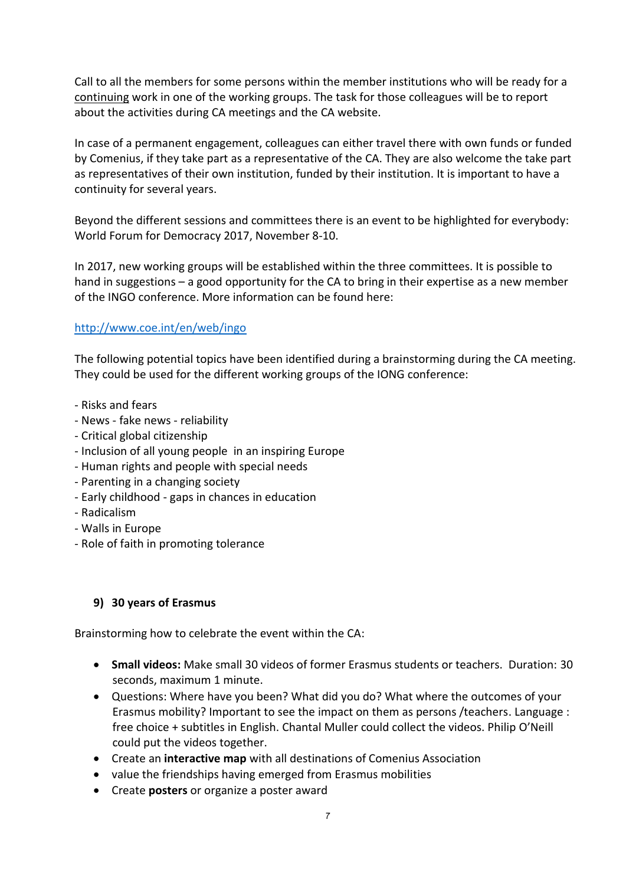Call to all the members for some persons within the member institutions who will be ready for a <u>continuing</u> work in one of the working groups. The task for those colleagues will be to report about the activities during CA meetings and the CA website.

In case of a permanent engagement, colleagues can either travel there with own funds or funded by Comenius, if they take part as a representative of the CA. They are also welcome the take part as representatives of their own institution, funded by their institution. It is important to have a continuity for several years.

Beyond the different sessions and committees there is an event to be highlighted for everybody: World Forum for Democracy 2017, November 8-10.

In 2017, new working groups will be established within the three committees. It is possible to hand in suggestions – a good opportunity for the CA to bring in their expertise as a new member of the INGO conference. More information can be found here:

http://www.coe.int/en/web/ingo

The following potential topics have been identified during a brainstorming during the CA meeting. They could be used for the different working groups of the IONG conference:

- Risks and fears
- News - fake news - reliability
- Critical global citizenship
- Inclusion of all young people in an inspiring Europe
- Human rights and people with special needs
- Parenting in a changing society
- Early childhood - gaps in chances in education
- Radicalism
- Walls in Europe
- Role of faith in promoting tolerance

## 9) 30 years of Erasmus

Brainstorming how to celebrate the event within the CA:

- **Small videos:** Make small 30 videos of former Erasmus students or teachers. Duration: 30 seconds, maximum 1 minute.
- Questions: Where have you been? What did you do? What where the outcomes of your Erasmus mobility? Important to see the impact on them as persons /teachers. Language : free choice + subtitles in English. Chantal Muller could collect the videos. Philip O'Neill could put the videos together.
- Create an **interactive map** with all destinations of Comenius Association
- value the friendships having emerged from Erasmus mobilities
- Create **posters** or organize a poster award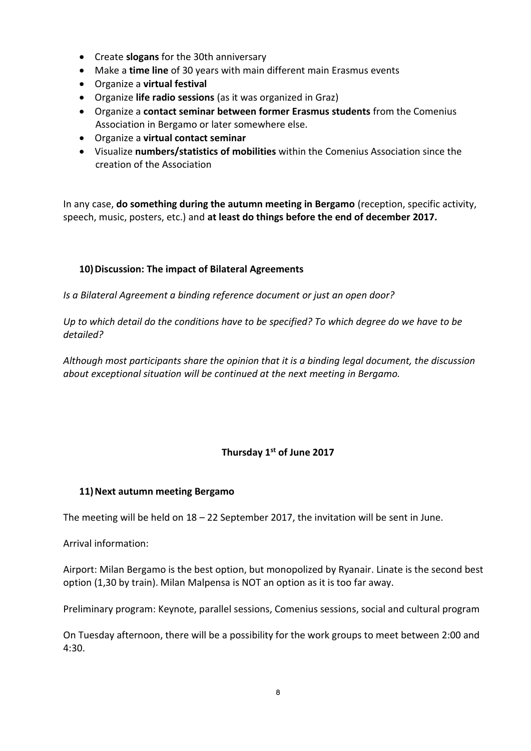- Create **slogans** for the 30th anniversary
- Make a **time line** of 30 years with main different main Erasmus events
- Organize a **virtual festival**
- Organize **life radio sessions** (as it was organized in Graz)
- Organize a **contact seminar between former Erasmus students** from the Comenius Association in Bergamo or later somewhere else.
- Organize a **virtual contact seminar**
- Visualize **numbers/statistics of mobilities** within the Comenius Association since the creation of the Association

In any case, **do something during the autumn meeting in Bergamo** (reception, specific activity, speech, music, posters, etc.) and **at least do things before the end of december 2017.**

### 10) Discussion: The impact of Bilateral Agreements

*Is a Bilateral Agreement a binding reference document or just an open door?*

*Up to which detail do the conditions have to be specified? To which degree do we have to be detailed?*

*Although most participants share the opinion that it is a binding legal document, the discussion about exceptional situation will be continued at the next meeting in Bergamo.*

## Thursday 1st of June 2017

### 11) Next autumn meeting Bergamo

The meeting will be held on 18 – 22 September 2017, the invitation will be sent in June.

Arrival information:

Airport: Milan Bergamo is the best option, but monopolized by Ryanair. Linate is the second best option (1,30 by train). Milan Malpensa is NOT an option as it is too far away.

Preliminary program: Keynote, parallel sessions, Comenius sessions, social and cultural program

On Tuesday afternoon, there will be a possibility for the work groups to meet between 2:00 and 4:30.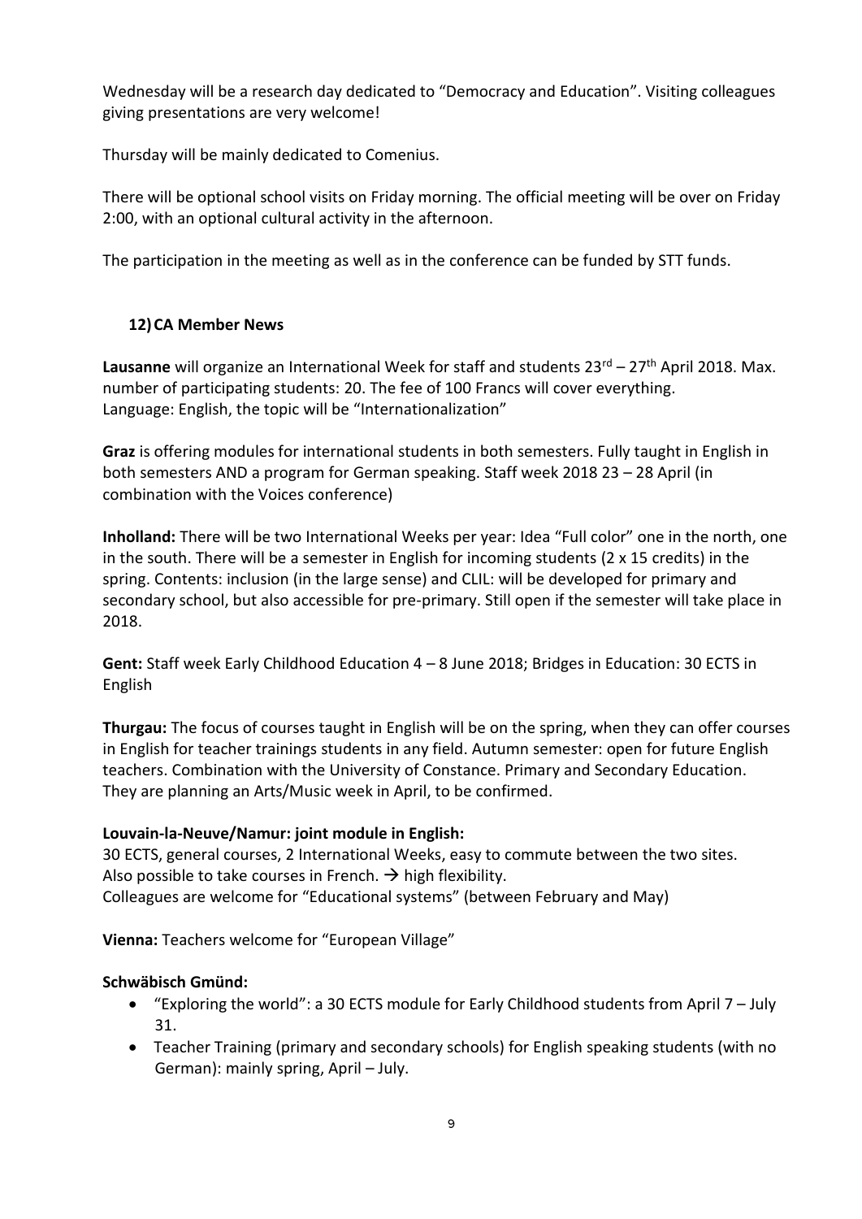Wednesday will be a research day dedicated to "Democracy and Education". Visiting colleagues giving presentations are very welcome!

Thursday will be mainly dedicated to Comenius.

There will be optional school visits on Friday morning. The official meeting will be over on Friday 2:00, with an optional cultural activity in the afternoon.

The participation in the meeting as well as in the conference can be funded by STT funds.

## 12) CA Member News

**Lausanne** will organize an International Week for staff and students 23rd – 27th April 2018. Max. number of participating students: 20. The fee of 100 Francs will cover everything.
Language: English, the topic will be "Internationalization"

**Graz** is offering modules for international students in both semesters. Fully taught in English in both semesters AND a program for German speaking. Staff week 2018 23 – 28 April (in combination with the Voices conference)

**Inholland:** There will be two International Weeks per year: Idea "Full color" one in the north, one in the south. There will be a semester in English for incoming students (2 x 15 credits) in the spring. Contents: inclusion (in the large sense) and CLIL: will be developed for primary and secondary school, but also accessible for pre-primary. Still open if the semester will take place in 2018.

**Gent:** Staff week Early Childhood Education 4 – 8 June 2018; Bridges in Education: 30 ECTS in English

**Thurgau:** The focus of courses taught in English will be on the spring, when they can offer courses in English for teacher trainings students in any field. Autumn semester: open for future English teachers. Combination with the University of Constance. Primary and Secondary Education. They are planning an Arts/Music week in April, to be confirmed.

**Louvain-la-Neuve/Namur: joint module in English:**
30 ECTS, general courses, 2 International Weeks, easy to commute between the two sites. Also possible to take courses in French. → high flexibility.
Colleagues are welcome for "Educational systems" (between February and May)

**Vienna:** Teachers welcome for "European Village"

**Schwäbisch Gmünd:**

- "Exploring the world": a 30 ECTS module for Early Childhood students from April 7 – July 31.
- Teacher Training (primary and secondary schools) for English speaking students (with no German): mainly spring, April – July.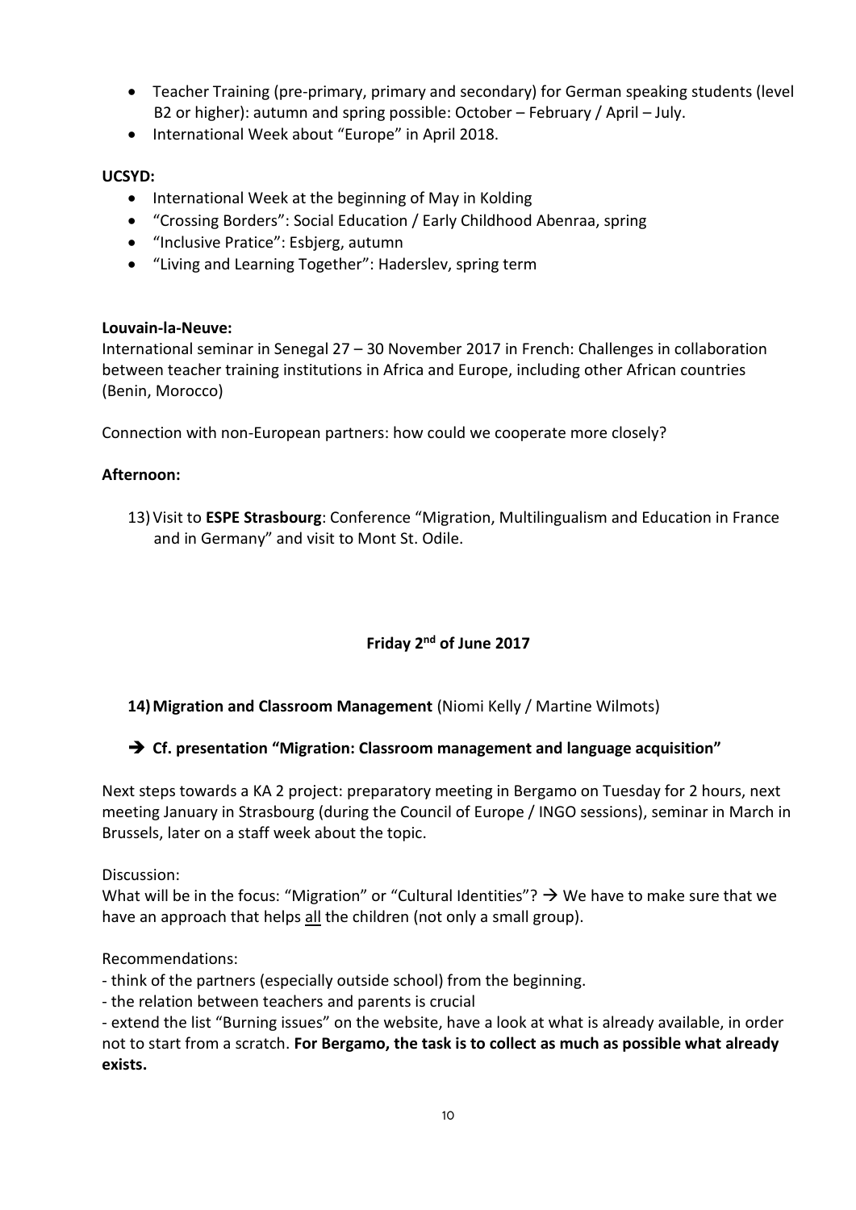- Teacher Training (pre-primary, primary and secondary) for German speaking students (level B2 or higher): autumn and spring possible: October – February / April – July.
- International Week about "Europe" in April 2018.

**UCSYD:**

- International Week at the beginning of May in Kolding
- "Crossing Borders": Social Education / Early Childhood Abenraa, spring
- "Inclusive Pratice": Esbjerg, autumn
- "Living and Learning Together": Haderslev, spring term

**Louvain-la-Neuve:**

International seminar in Senegal 27 – 30 November 2017 in French: Challenges in collaboration between teacher training institutions in Africa and Europe, including other African countries (Benin, Morocco)

Connection with non-European partners: how could we cooperate more closely?

**Afternoon:**

13) Visit to **ESPE Strasbourg**: Conference "Migration, Multilingualism and Education in France and in Germany" and visit to Mont St. Odile.

**Friday 2nd of June 2017**

**14) Migration and Classroom Management** (Niomi Kelly / Martine Wilmots)

➔ **Cf. presentation "Migration: Classroom management and language acquisition"**

Next steps towards a KA 2 project: preparatory meeting in Bergamo on Tuesday for 2 hours, next meeting January in Strasbourg (during the Council of Europe / INGO sessions), seminar in March in Brussels, later on a staff week about the topic.

Discussion:

What will be in the focus: "Migration" or "Cultural Identities"? → We have to make sure that we have an approach that helps <u>all</u> the children (not only a small group).

Recommendations:

- think of the partners (especially outside school) from the beginning.
- the relation between teachers and parents is crucial
- extend the list "Burning issues" on the website, have a look at what is already available, in order not to start from a scratch. **For Bergamo, the task is to collect as much as possible what already exists.**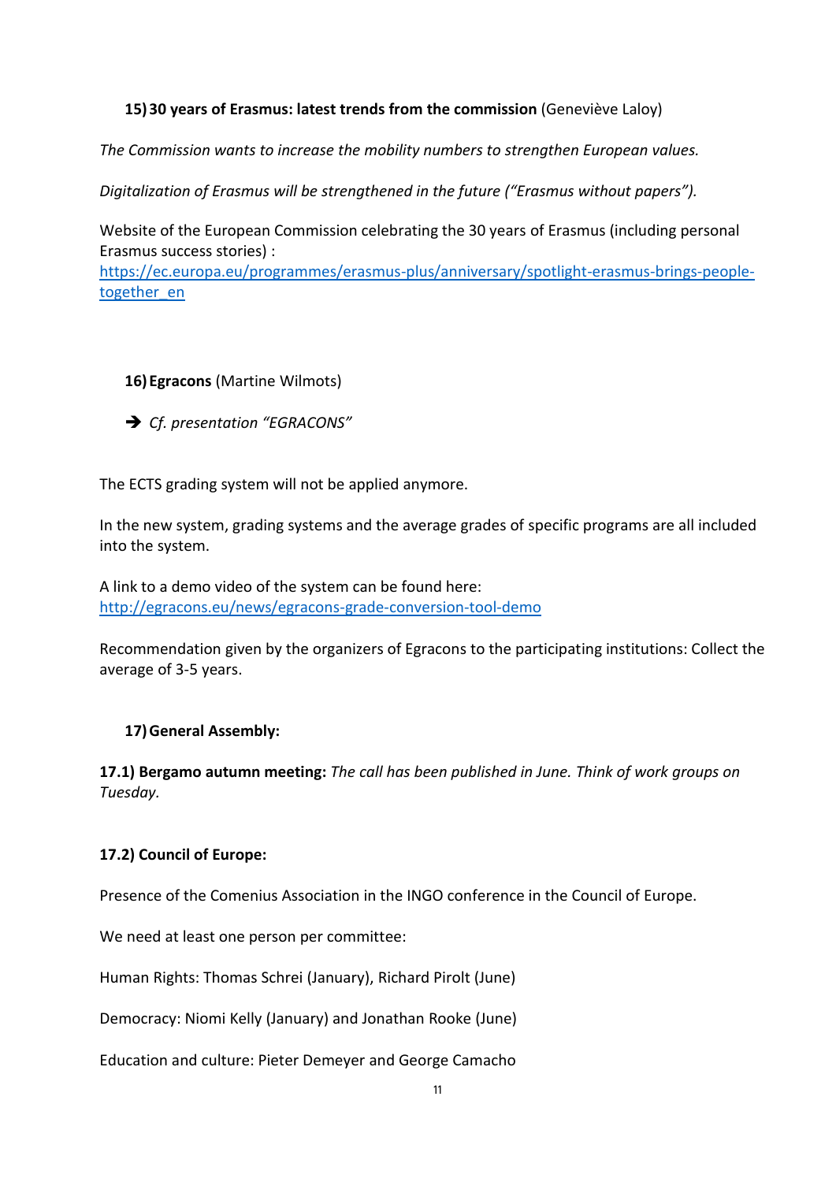**15) 30 years of Erasmus: latest trends from the commission** (Geneviève Laloy)

*The Commission wants to increase the mobility numbers to strengthen European values.*

*Digitalization of Erasmus will be strengthened in the future ("Erasmus without papers").*

Website of the European Commission celebrating the 30 years of Erasmus (including personal Erasmus success stories) :
https://ec.europa.eu/programmes/erasmus-plus/anniversary/spotlight-erasmus-brings-people-together_en

**16) Egracons** (Martine Wilmots)

➔ *Cf. presentation "EGRACONS"*

The ECTS grading system will not be applied anymore.

In the new system, grading systems and the average grades of specific programs are all included into the system.

A link to a demo video of the system can be found here:
http://egracons.eu/news/egracons-grade-conversion-tool-demo

Recommendation given by the organizers of Egracons to the participating institutions: Collect the average of 3-5 years.

**17) General Assembly:**

**17.1) Bergamo autumn meeting:** *The call has been published in June. Think of work groups on Tuesday.*

**17.2) Council of Europe:**

Presence of the Comenius Association in the INGO conference in the Council of Europe.

We need at least one person per committee:

Human Rights: Thomas Schrei (January), Richard Pirolt (June)

Democracy: Niomi Kelly (January) and Jonathan Rooke (June)

Education and culture: Pieter Demeyer and George Camacho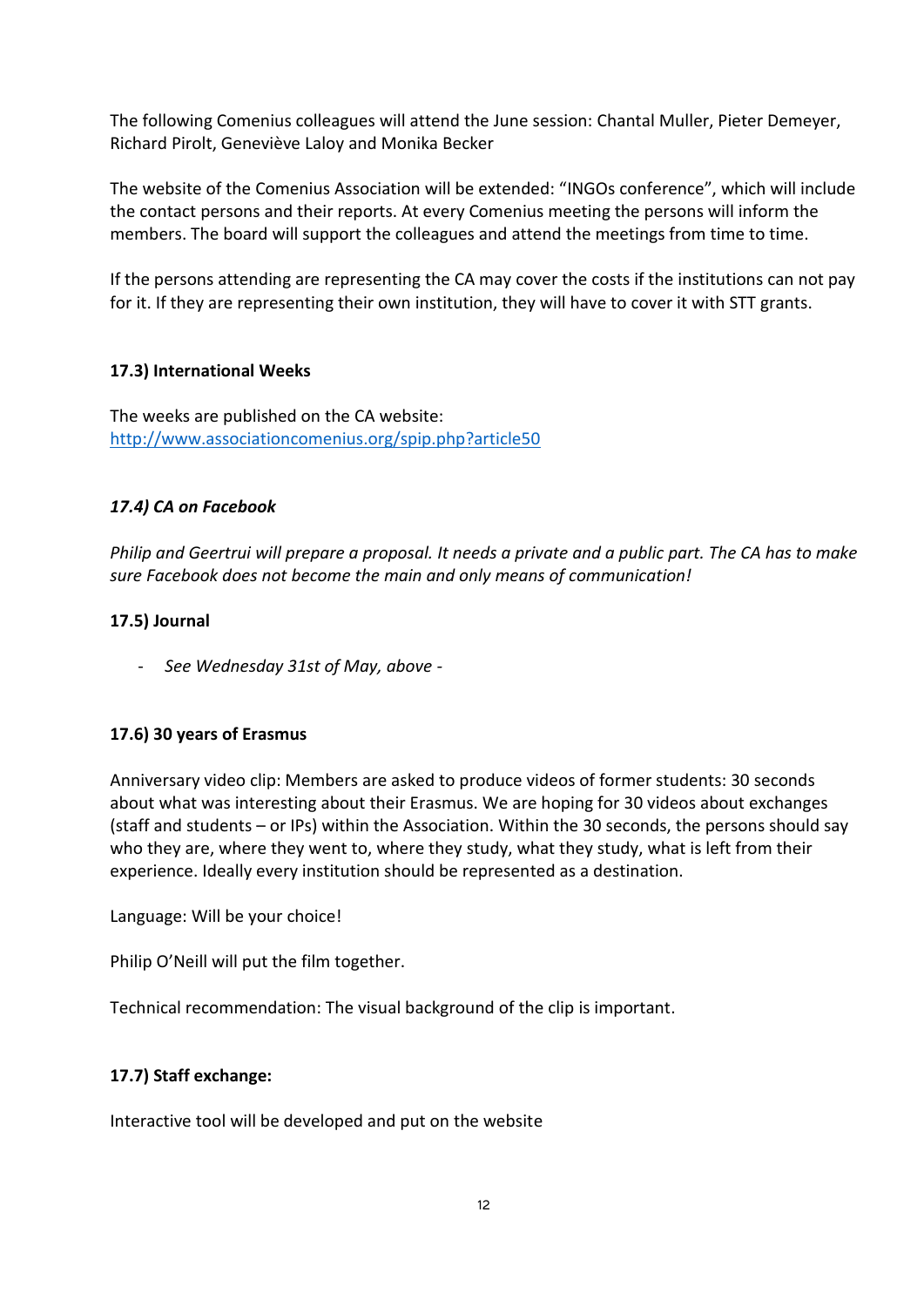The following Comenius colleagues will attend the June session: Chantal Muller, Pieter Demeyer, Richard Pirolt, Geneviève Laloy and Monika Becker

The website of the Comenius Association will be extended: "INGOs conference", which will include the contact persons and their reports. At every Comenius meeting the persons will inform the members. The board will support the colleagues and attend the meetings from time to time.

If the persons attending are representing the CA may cover the costs if the institutions can not pay for it. If they are representing their own institution, they will have to cover it with STT grants.

**17.3) International Weeks**

The weeks are published on the CA website: http://www.associationcomenius.org/spip.php?article50

***17.4) CA on Facebook***

*Philip and Geertrui will prepare a proposal. It needs a private and a public part. The CA has to make sure Facebook does not become the main and only means of communication!*

**17.5) Journal**

- *See Wednesday 31st of May, above -*

**17.6) 30 years of Erasmus**

Anniversary video clip: Members are asked to produce videos of former students: 30 seconds about what was interesting about their Erasmus. We are hoping for 30 videos about exchanges (staff and students – or IPs) within the Association. Within the 30 seconds, the persons should say who they are, where they went to, where they study, what they study, what is left from their experience. Ideally every institution should be represented as a destination.

Language: Will be your choice!

Philip O'Neill will put the film together.

Technical recommendation: The visual background of the clip is important.

**17.7) Staff exchange:**

Interactive tool will be developed and put on the website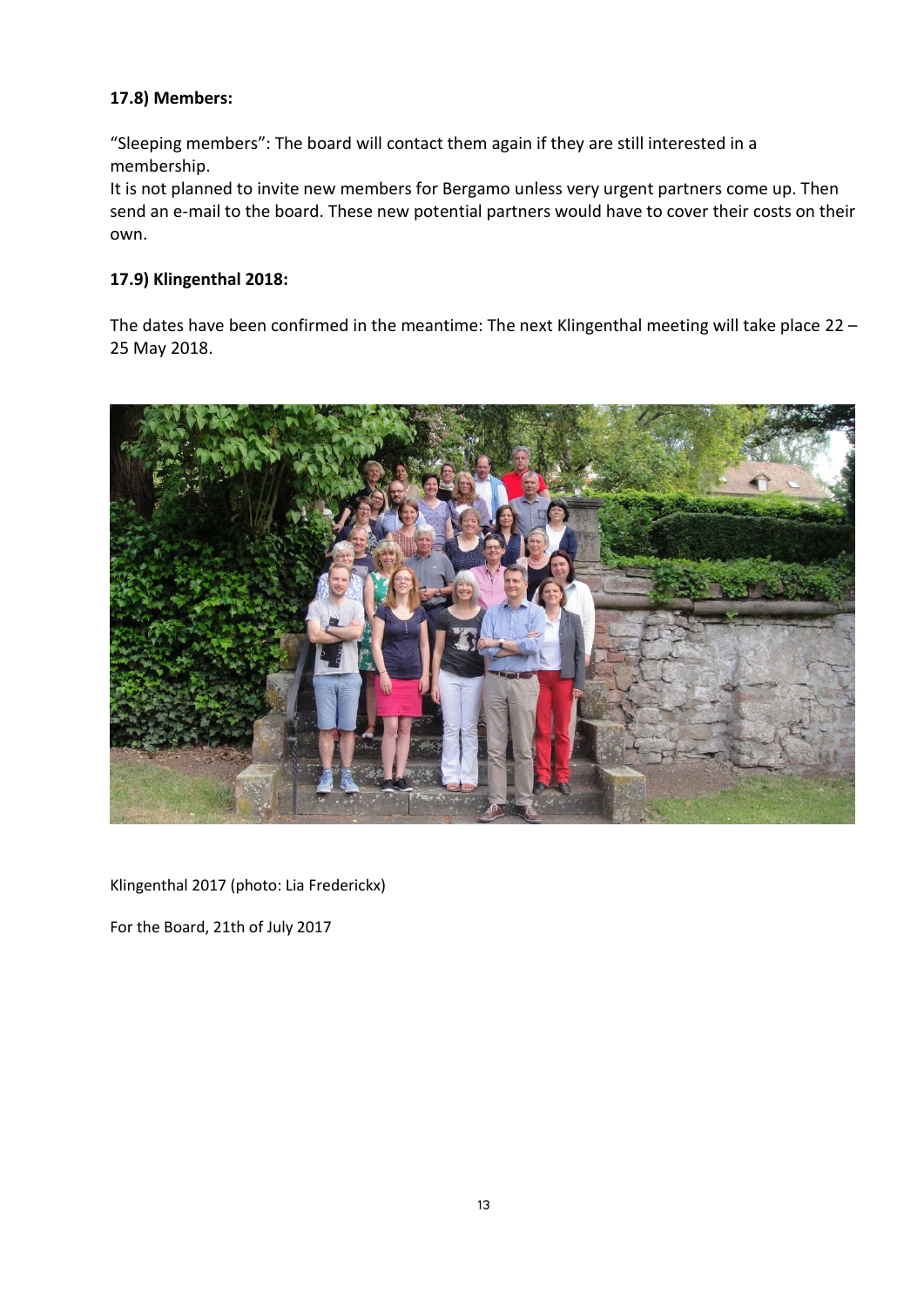**17.8) Members:**

"Sleeping members": The board will contact them again if they are still interested in a membership.
It is not planned to invite new members for Bergamo unless very urgent partners come up. Then send an e-mail to the board. These new potential partners would have to cover their costs on their own.

**17.9) Klingenthal 2018:**

The dates have been confirmed in the meantime: The next Klingenthal meeting will take place 22 – 25 May 2018.

Klingenthal 2017 (photo: Lia Frederickx)

For the Board, 21th of July 2017